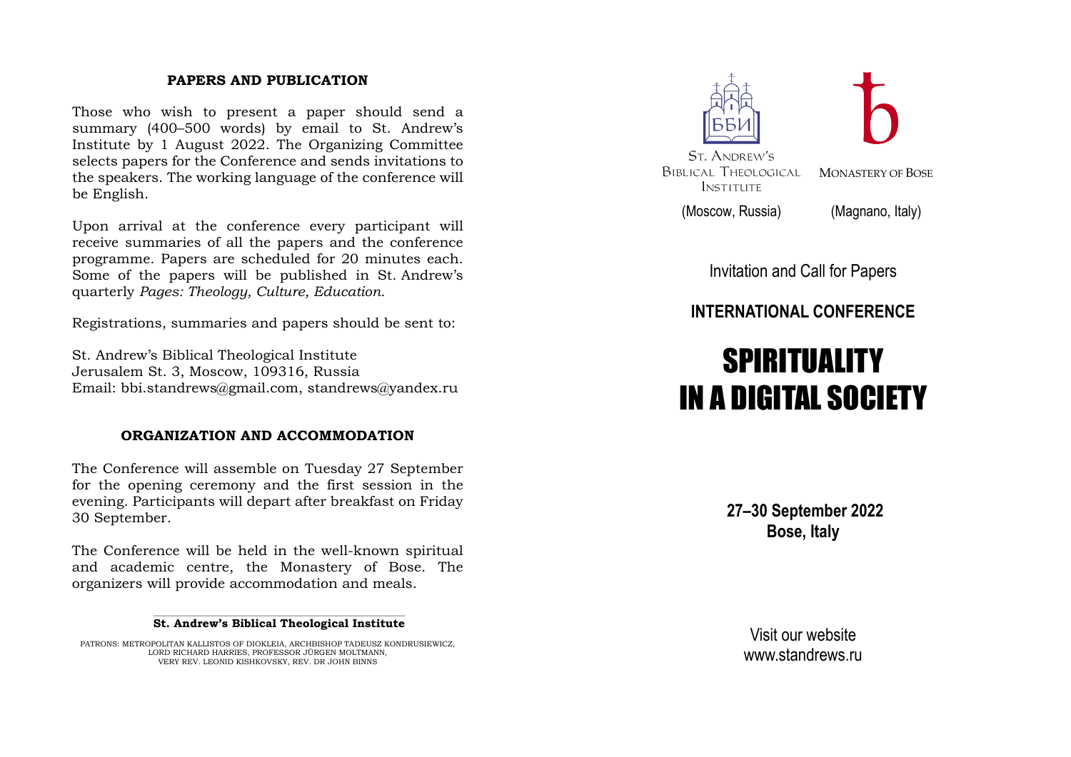## PAPERS AND PUBLICATION

Those who wish to present a paper should send a summary (400–500 words) by email to St. Andrew's Institute by 1 August 2022. The Organizing Committee selects papers for the Conference and sends invitations to the speakers. The working language of the conference will be English.

Upon arrival at the conference every participant will receive summaries of all the papers and the conference programme. Papers are scheduled for 20 minutes each. Some of the papers will be published in St. Andrew's quarterly *Pages: Theology, Culture, Education*.

Registrations, summaries and papers should be sent to:

St. Andrew's Biblical Theological Institute
Jerusalem St. 3, Moscow, 109316, Russia
Email: bbi.standrews@gmail.com, standrews@yandex.ru

## ORGANIZATION AND ACCOMMODATION

The Conference will assemble on Tuesday 27 September for the opening ceremony and the first session in the evening. Participants will depart after breakfast on Friday 30 September.

The Conference will be held in the well-known spiritual and academic centre, the Monastery of Bose. The organizers will provide accommodation and meals.

**St. Andrew's Biblical Theological Institute**

PATRONS: METROPOLITAN KALLISTOS OF DIOKLEIA, ARCHBISHOP TADEUSZ KONDRUSIEWICZ, LORD RICHARD HARRIES, PROFESSOR JÜRGEN MOLTMANN, VERY REV. LEONID KISHKOVSKY, REV. DR JOHN BINNS

ББИ

St. Andrew's Biblical Theological Institute (Moscow, Russia)

Monastery of Bose (Magnano, Italy)

Invitation and Call for Papers

**INTERNATIONAL CONFERENCE**

# SPIRITUALITY IN A DIGITAL SOCIETY

**27–30 September 2022**
**Bose, Italy**

Visit our website
www.standrews.ru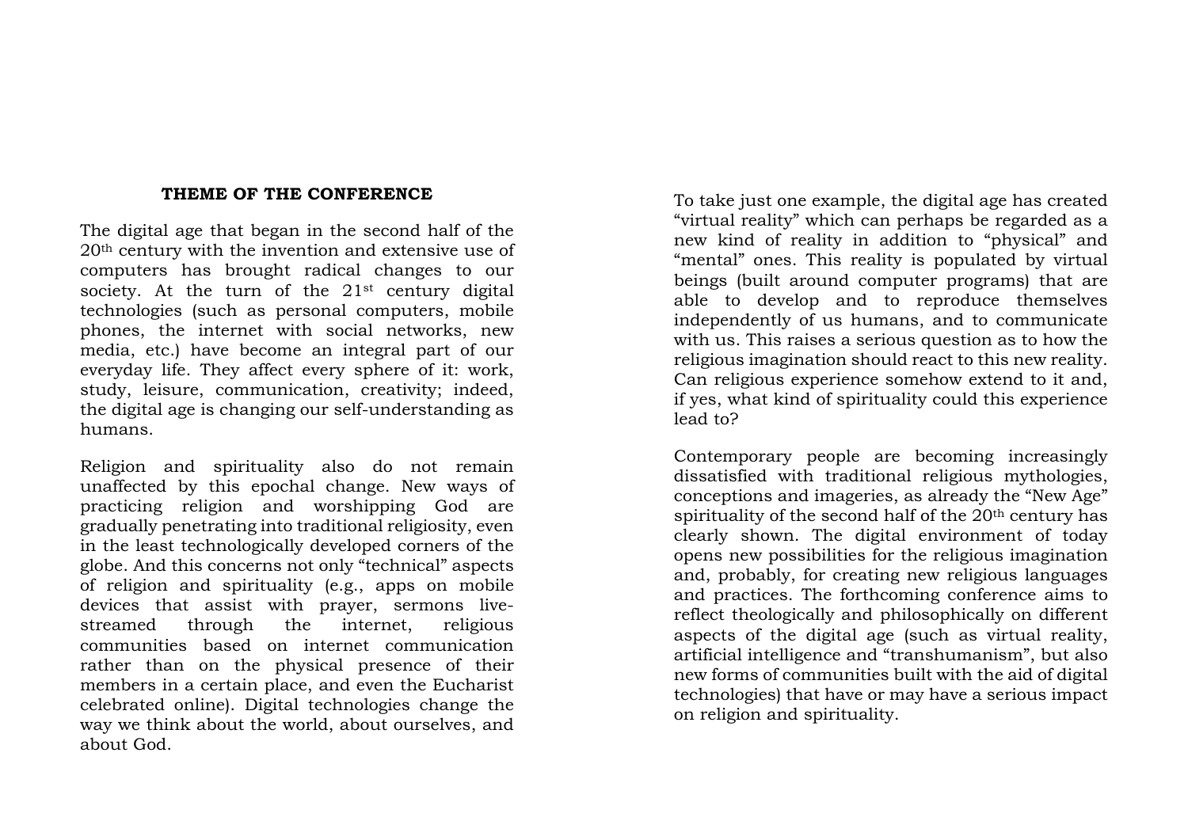## THEME OF THE CONFERENCE

The digital age that began in the second half of the 20th century with the invention and extensive use of computers has brought radical changes to our society. At the turn of the 21st century digital technologies (such as personal computers, mobile phones, the internet with social networks, new media, etc.) have become an integral part of our everyday life. They affect every sphere of it: work, study, leisure, communication, creativity; indeed, the digital age is changing our self-understanding as humans.

Religion and spirituality also do not remain unaffected by this epochal change. New ways of practicing religion and worshipping God are gradually penetrating into traditional religiosity, even in the least technologically developed corners of the globe. And this concerns not only "technical" aspects of religion and spirituality (e.g., apps on mobile devices that assist with prayer, sermons live-streamed through the internet, religious communities based on internet communication rather than on the physical presence of their members in a certain place, and even the Eucharist celebrated online). Digital technologies change the way we think about the world, about ourselves, and about God.

To take just one example, the digital age has created "virtual reality" which can perhaps be regarded as a new kind of reality in addition to "physical" and "mental" ones. This reality is populated by virtual beings (built around computer programs) that are able to develop and to reproduce themselves independently of us humans, and to communicate with us. This raises a serious question as to how the religious imagination should react to this new reality. Can religious experience somehow extend to it and, if yes, what kind of spirituality could this experience lead to?

Contemporary people are becoming increasingly dissatisfied with traditional religious mythologies, conceptions and imageries, as already the "New Age" spirituality of the second half of the 20th century has clearly shown. The digital environment of today opens new possibilities for the religious imagination and, probably, for creating new religious languages and practices. The forthcoming conference aims to reflect theologically and philosophically on different aspects of the digital age (such as virtual reality, artificial intelligence and "transhumanism", but also new forms of communities built with the aid of digital technologies) that have or may have a serious impact on religion and spirituality.